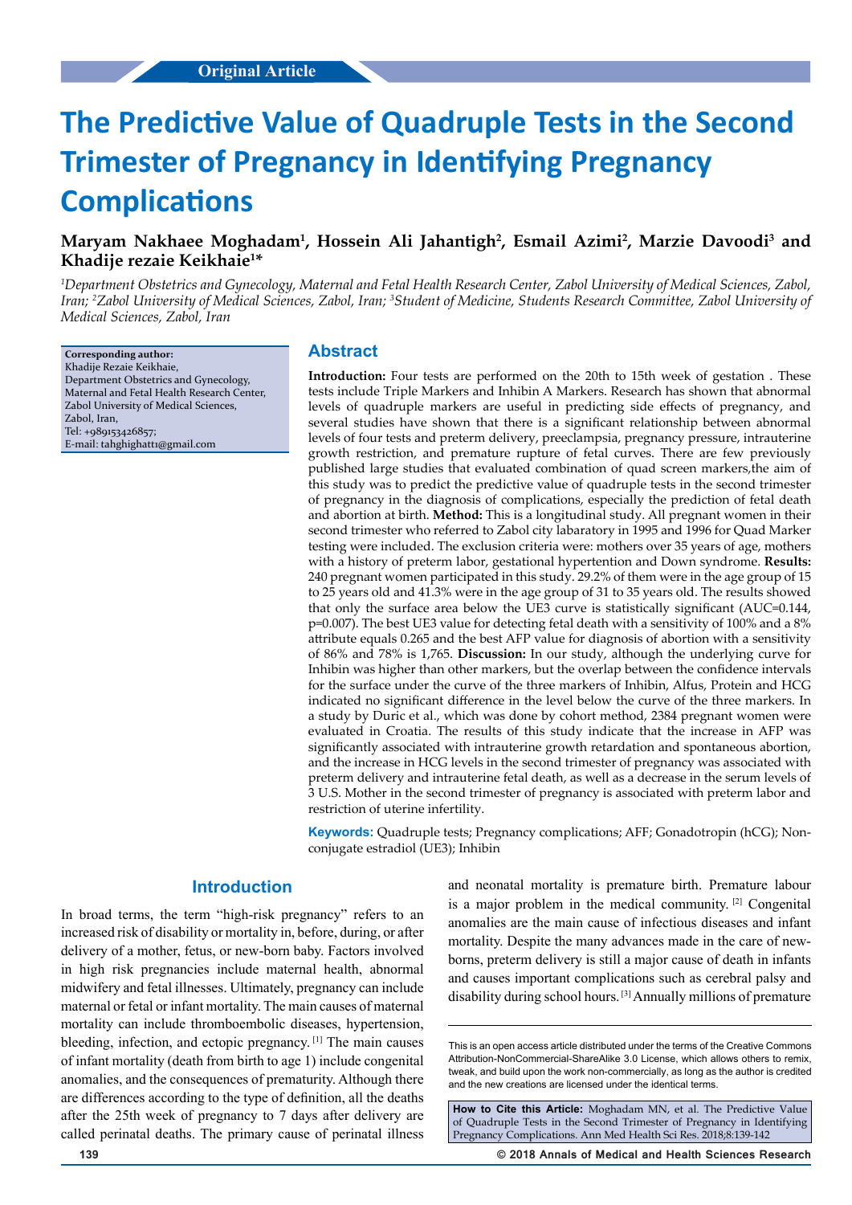Original Article

# The Predictive Value of Quadruple Tests in the Second Trimester of Pregnancy in Identifying Pregnancy Complications

**Maryam Nakhaee Moghadam[1], Hossein Ali Jahantigh[2], Esmail Azimi[2], Marzie Davoodi[3] and Khadije rezaie Keikhaie[1]***

*[1]Department Obstetrics and Gynecology, Maternal and Fetal Health Research Center, Zabol University of Medical Sciences, Zabol, Iran; [2]Zabol University of Medical Sciences, Zabol, Iran; [3]Student of Medicine, Students Research Committee, Zabol University of Medical Sciences, Zabol, Iran*

**Corresponding author:**
Khadije Rezaie Keikhaie,
Department Obstetrics and Gynecology,
Maternal and Fetal Health Research Center,
Zabol University of Medical Sciences,
Zabol, Iran,
Tel: +989153426857;
E-mail: tahghighatt1@gmail.com

## Abstract

**Introduction:** Four tests are performed on the 20th to 15th week of gestation . These tests include Triple Markers and Inhibin A Markers. Research has shown that abnormal levels of quadruple markers are useful in predicting side effects of pregnancy, and several studies have shown that there is a significant relationship between abnormal levels of four tests and preterm delivery, preeclampsia, pregnancy pressure, intrauterine growth restriction, and premature rupture of fetal curves. There are few previously published large studies that evaluated combination of quad screen markers,the aim of this study was to predict the predictive value of quadruple tests in the second trimester of pregnancy in the diagnosis of complications, especially the prediction of fetal death and abortion at birth. **Method:** This is a longitudinal study. All pregnant women in their second trimester who referred to Zabol city labaratory in 1995 and 1996 for Quad Marker testing were included. The exclusion criteria were: mothers over 35 years of age, mothers with a history of preterm labor, gestational hypertention and Down syndrome. **Results:** 240 pregnant women participated in this study. 29.2% of them were in the age group of 15 to 25 years old and 41.3% were in the age group of 31 to 35 years old. The results showed that only the surface area below the UE3 curve is statistically significant (AUC=0.144, p=0.007). The best UE3 value for detecting fetal death with a sensitivity of 100% and a 8% attribute equals 0.265 and the best AFP value for diagnosis of abortion with a sensitivity of 86% and 78% is 1,765. **Discussion:** In our study, although the underlying curve for Inhibin was higher than other markers, but the overlap between the confidence intervals for the surface under the curve of the three markers of Inhibin, Alfus, Protein and HCG indicated no significant difference in the level below the curve of the three markers. In a study by Duric et al., which was done by cohort method, 2384 pregnant women were evaluated in Croatia. The results of this study indicate that the increase in AFP was significantly associated with intrauterine growth retardation and spontaneous abortion, and the increase in HCG levels in the second trimester of pregnancy was associated with preterm delivery and intrauterine fetal death, as well as a decrease in the serum levels of 3 U.S. Mother in the second trimester of pregnancy is associated with preterm labor and restriction of uterine infertility.

**Keywords:** Quadruple tests; Pregnancy complications; AFF; Gonadotropin (hCG); Non-conjugate estradiol (UE3); Inhibin

## Introduction

In broad terms, the term "high-risk pregnancy" refers to an increased risk of disability or mortality in, before, during, or after delivery of a mother, fetus, or new-born baby. Factors involved in high risk pregnancies include maternal health, abnormal midwifery and fetal illnesses. Ultimately, pregnancy can include maternal or fetal or infant mortality. The main causes of maternal mortality can include thromboembolic diseases, hypertension, bleeding, infection, and ectopic pregnancy. [1] The main causes of infant mortality (death from birth to age 1) include congenital anomalies, and the consequences of prematurity. Although there are differences according to the type of definition, all the deaths after the 25th week of pregnancy to 7 days after delivery are called perinatal deaths. The primary cause of perinatal illness and neonatal mortality is premature birth. Premature labour is a major problem in the medical community. [2] Congenital anomalies are the main cause of infectious diseases and infant mortality. Despite the many advances made in the care of newborns, preterm delivery is still a major cause of death in infants and causes important complications such as cerebral palsy and disability during school hours. [3] Annually millions of premature

This is an open access article distributed under the terms of the Creative Commons Attribution-NonCommercial-ShareAlike 3.0 License, which allows others to remix, tweak, and build upon the work non-commercially, as long as the author is credited and the new creations are licensed under the identical terms.

**How to Cite this Article:** Moghadam MN, et al. The Predictive Value of Quadruple Tests in the Second Trimester of Pregnancy in Identifying Pregnancy Complications. Ann Med Health Sci Res. 2018;8:139-142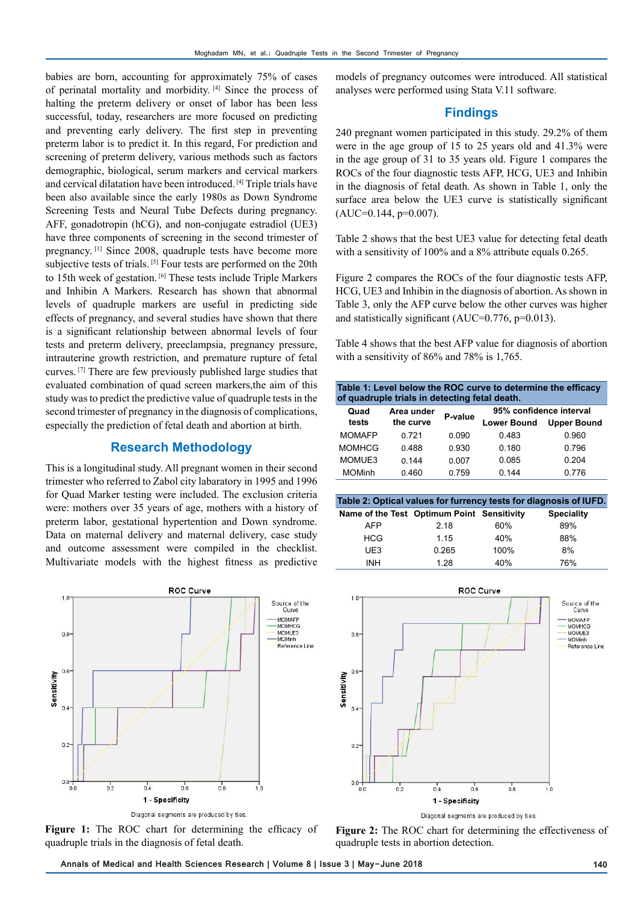babies are born, accounting for approximately 75% of cases of perinatal mortality and morbidity. [4] Since the process of halting the preterm delivery or onset of labor has been less successful, today, researchers are more focused on predicting and preventing early delivery. The first step in preventing preterm labor is to predict it. In this regard, For prediction and screening of preterm delivery, various methods such as factors demographic, biological, serum markers and cervical markers and cervical dilatation have been introduced. [4] Triple trials have been also available since the early 1980s as Down Syndrome Screening Tests and Neural Tube Defects during pregnancy. AFF, gonadotropin (hCG), and non-conjugate estradiol (UE3) have three components of screening in the second trimester of pregnancy. [1] Since 2008, quadruple tests have become more subjective tests of trials. [5] Four tests are performed on the 20th to 15th week of gestation. [6] These tests include Triple Markers and Inhibin A Markers. Research has shown that abnormal levels of quadruple markers are useful in predicting side effects of pregnancy, and several studies have shown that there is a significant relationship between abnormal levels of four tests and preterm delivery, preeclampsia, pregnancy pressure, intrauterine growth restriction, and premature rupture of fetal curves. [7] There are few previously published large studies that evaluated combination of quad screen markers,the aim of this study was to predict the predictive value of quadruple tests in the second trimester of pregnancy in the diagnosis of complications, especially the prediction of fetal death and abortion at birth.

## Research Methodology

This is a longitudinal study. All pregnant women in their second trimester who referred to Zabol city labaratory in 1995 and 1996 for Quad Marker testing were included. The exclusion criteria were: mothers over 35 years of age, mothers with a history of preterm labor, gestational hypertention and Down syndrome. Data on maternal delivery and maternal delivery, case study and outcome assessment were compiled in the checklist. Multivariate models with the highest fitness as predictive models of pregnancy outcomes were introduced. All statistical analyses were performed using Stata V.11 software.

## Findings

240 pregnant women participated in this study. 29.2% of them were in the age group of 15 to 25 years old and 41.3% were in the age group of 31 to 35 years old. Figure 1 compares the ROCs of the four diagnostic tests AFP, HCG, UE3 and Inhibin in the diagnosis of fetal death. As shown in Table 1, only the surface area below the UE3 curve is statistically significant (AUC=0.144, p=0.007).

Table 2 shows that the best UE3 value for detecting fetal death with a sensitivity of 100% and a 8% attribute equals 0.265.

Figure 2 compares the ROCs of the four diagnostic tests AFP, HCG, UE3 and Inhibin in the diagnosis of abortion. As shown in Table 3, only the AFP curve below the other curves was higher and statistically significant (AUC=0.776, p=0.013).

Table 4 shows that the best AFP value for diagnosis of abortion with a sensitivity of 86% and 78% is 1,765.

**Table 1: Level below the ROC curve to determine the efficacy of quadruple trials in detecting fetal death.**

| Quad tests | Area under the curve | P-value | 95% confidence interval | |
|---|---|---|---|---|
| | | | Lower Bound | Upper Bound |
| MOMAFP | 0.721 | 0.090 | 0.483 | 0.960 |
| MOMHCG | 0.488 | 0.930 | 0.180 | 0.796 |
| MOMUE3 | 0.144 | 0.007 | 0.085 | 0.204 |
| MOMinh | 0.460 | 0.759 | 0.144 | 0.776 |

**Table 2: Optical values for furrency tests for diagnosis of IUFD.**

| Name of the Test | Optimum Point | Sensitivity | Speciality |
|---|---|---|---|
| AFP | 2.18 | 60% | 89% |
| HCG | 1.15 | 40% | 88% |
| UE3 | 0.265 | 100% | 8% |
| INH | 1.28 | 40% | 76% |

**Figure 1:** The ROC chart for determining the efficacy of quadruple trials in the diagnosis of fetal death.

**Figure 2:** The ROC chart for determining the effectiveness of quadruple tests in abortion detection.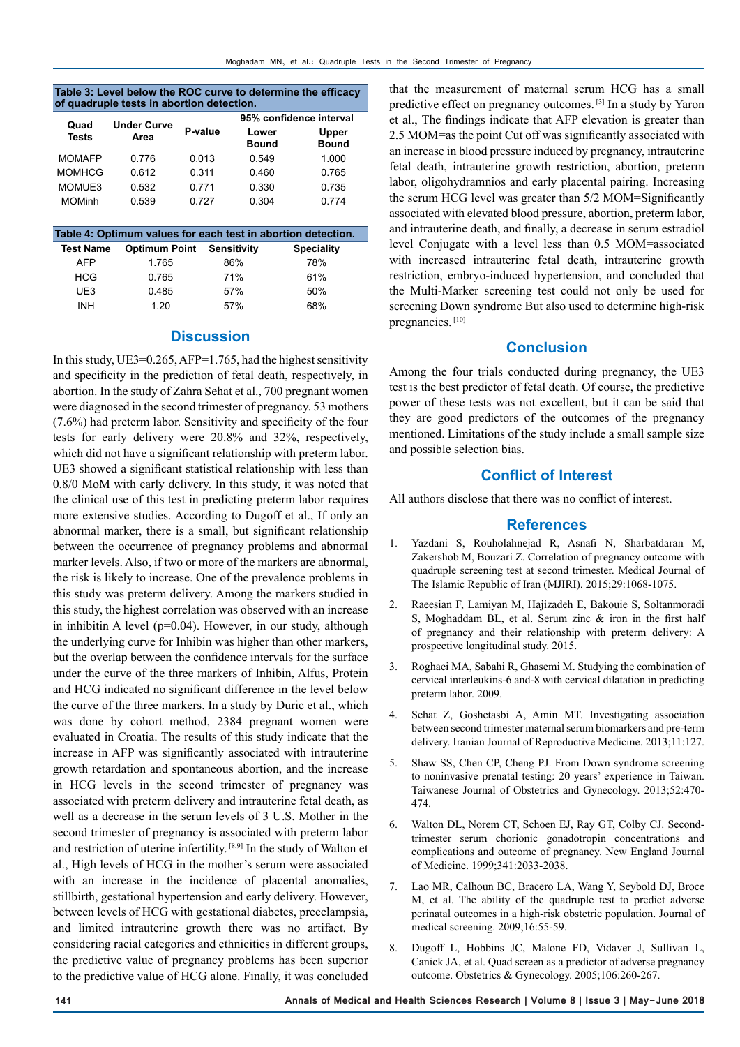**Table 3: Level below the ROC curve to determine the efficacy of quadruple tests in abortion detection.**

| Quad Tests | Under Curve Area | P-value | 95% confidence interval | |
|---|---|---|---|---|
| | | | Lower Bound | Upper Bound |
| MOMAFP | 0.776 | 0.013 | 0.549 | 1.000 |
| MOMHCG | 0.612 | 0.311 | 0.460 | 0.765 |
| MOMUE3 | 0.532 | 0.771 | 0.330 | 0.735 |
| MOMinh | 0.539 | 0.727 | 0.304 | 0.774 |

**Table 4: Optimum values for each test in abortion detection.**

| Test Name | Optimum Point | Sensitivity | Speciality |
|---|---|---|---|
| AFP | 1.765 | 86% | 78% |
| HCG | 0.765 | 71% | 61% |
| UE3 | 0.485 | 57% | 50% |
| INH | 1.20 | 57% | 68% |

## Discussion

In this study, UE3=0.265, AFP=1.765, had the highest sensitivity and specificity in the prediction of fetal death, respectively, in abortion. In the study of Zahra Sehat et al., 700 pregnant women were diagnosed in the second trimester of pregnancy. 53 mothers (7.6%) had preterm labor. Sensitivity and specificity of the four tests for early delivery were 20.8% and 32%, respectively, which did not have a significant relationship with preterm labor. UE3 showed a significant statistical relationship with less than 0.8/0 MoM with early delivery. In this study, it was noted that the clinical use of this test in predicting preterm labor requires more extensive studies. According to Dugoff et al., If only an abnormal marker, there is a small, but significant relationship between the occurrence of pregnancy problems and abnormal marker levels. Also, if two or more of the markers are abnormal, the risk is likely to increase. One of the prevalence problems in this study was preterm delivery. Among the markers studied in this study, the highest correlation was observed with an increase in inhibitin A level (p=0.04). However, in our study, although the underlying curve for Inhibin was higher than other markers, but the overlap between the confidence intervals for the surface under the curve of the three markers of Inhibin, Alfus, Protein and HCG indicated no significant difference in the level below the curve of the three markers. In a study by Duric et al., which was done by cohort method, 2384 pregnant women were evaluated in Croatia. The results of this study indicate that the increase in AFP was significantly associated with intrauterine growth retardation and spontaneous abortion, and the increase in HCG levels in the second trimester of pregnancy was associated with preterm delivery and intrauterine fetal death, as well as a decrease in the serum levels of 3 U.S. Mother in the second trimester of pregnancy is associated with preterm labor and restriction of uterine infertility. [8,9] In the study of Walton et al., High levels of HCG in the mother's serum were associated with an increase in the incidence of placental anomalies, stillbirth, gestational hypertension and early delivery. However, between levels of HCG with gestational diabetes, preeclampsia, and limited intrauterine growth there was no artifact. By considering racial categories and ethnicities in different groups, the predictive value of pregnancy problems has been superior to the predictive value of HCG alone. Finally, it was concluded that the measurement of maternal serum HCG has a small predictive effect on pregnancy outcomes. [3] In a study by Yaron et al., The findings indicate that AFP elevation is greater than 2.5 MOM=as the point Cut off was significantly associated with an increase in blood pressure induced by pregnancy, intrauterine fetal death, intrauterine growth restriction, abortion, preterm labor, oligohydramnios and early placental pairing. Increasing the serum HCG level was greater than 5/2 MOM=Significantly associated with elevated blood pressure, abortion, preterm labor, and intrauterine death, and finally, a decrease in serum estradiol level Conjugate with a level less than 0.5 MOM=associated with increased intrauterine fetal death, intrauterine growth restriction, embryo-induced hypertension, and concluded that the Multi-Marker screening test could not only be used for screening Down syndrome But also used to determine high-risk pregnancies. [10]

## Conclusion

Among the four trials conducted during pregnancy, the UE3 test is the best predictor of fetal death. Of course, the predictive power of these tests was not excellent, but it can be said that they are good predictors of the outcomes of the pregnancy mentioned. Limitations of the study include a small sample size and possible selection bias.

## Conflict of Interest

All authors disclose that there was no conflict of interest.

## References

1. Yazdani S, Rouholahnejad R, Asnafi N, Sharbatdaran M, Zakershob M, Bouzari Z. Correlation of pregnancy outcome with quadruple screening test at second trimester. Medical Journal of The Islamic Republic of Iran (MJIRI). 2015;29:1068-1075.
2. Raeesian F, Lamiyan M, Hajizadeh E, Bakouie S, Soltanmoradi S, Moghaddam BL, et al. Serum zinc & iron in the first half of pregnancy and their relationship with preterm delivery: A prospective longitudinal study. 2015.
3. Roghaei MA, Sabahi R, Ghasemi M. Studying the combination of cervical interleukins-6 and-8 with cervical dilatation in predicting preterm labor. 2009.
4. Sehat Z, Goshetasbi A, Amin MT. Investigating association between second trimester maternal serum biomarkers and pre-term delivery. Iranian Journal of Reproductive Medicine. 2013;11:127.
5. Shaw SS, Chen CP, Cheng PJ. From Down syndrome screening to noninvasive prenatal testing: 20 years' experience in Taiwan. Taiwanese Journal of Obstetrics and Gynecology. 2013;52:470-474.
6. Walton DL, Norem CT, Schoen EJ, Ray GT, Colby CJ. Second-trimester serum chorionic gonadotropin concentrations and complications and outcome of pregnancy. New England Journal of Medicine. 1999;341:2033-2038.
7. Lao MR, Calhoun BC, Bracero LA, Wang Y, Seybold DJ, Broce M, et al. The ability of the quadruple test to predict adverse perinatal outcomes in a high-risk obstetric population. Journal of medical screening. 2009;16:55-59.
8. Dugoff L, Hobbins JC, Malone FD, Vidaver J, Sullivan L, Canick JA, et al. Quad screen as a predictor of adverse pregnancy outcome. Obstetrics & Gynecology. 2005;106:260-267.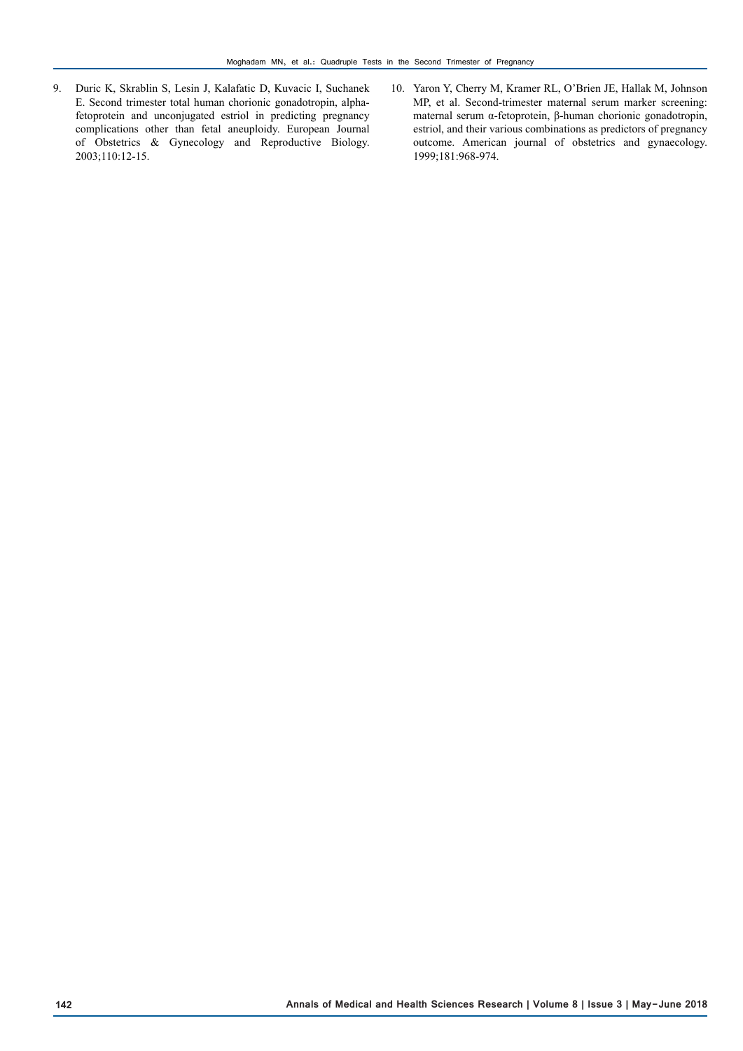9. Duric K, Skrablin S, Lesin J, Kalafatic D, Kuvacic I, Suchanek E. Second trimester total human chorionic gonadotropin, alpha-fetoprotein and unconjugated estriol in predicting pregnancy complications other than fetal aneuploidy. European Journal of Obstetrics & Gynecology and Reproductive Biology. 2003;110:12-15.

10. Yaron Y, Cherry M, Kramer RL, O'Brien JE, Hallak M, Johnson MP, et al. Second-trimester maternal serum marker screening: maternal serum α-fetoprotein, β-human chorionic gonadotropin, estriol, and their various combinations as predictors of pregnancy outcome. American journal of obstetrics and gynaecology. 1999;181:968-974.